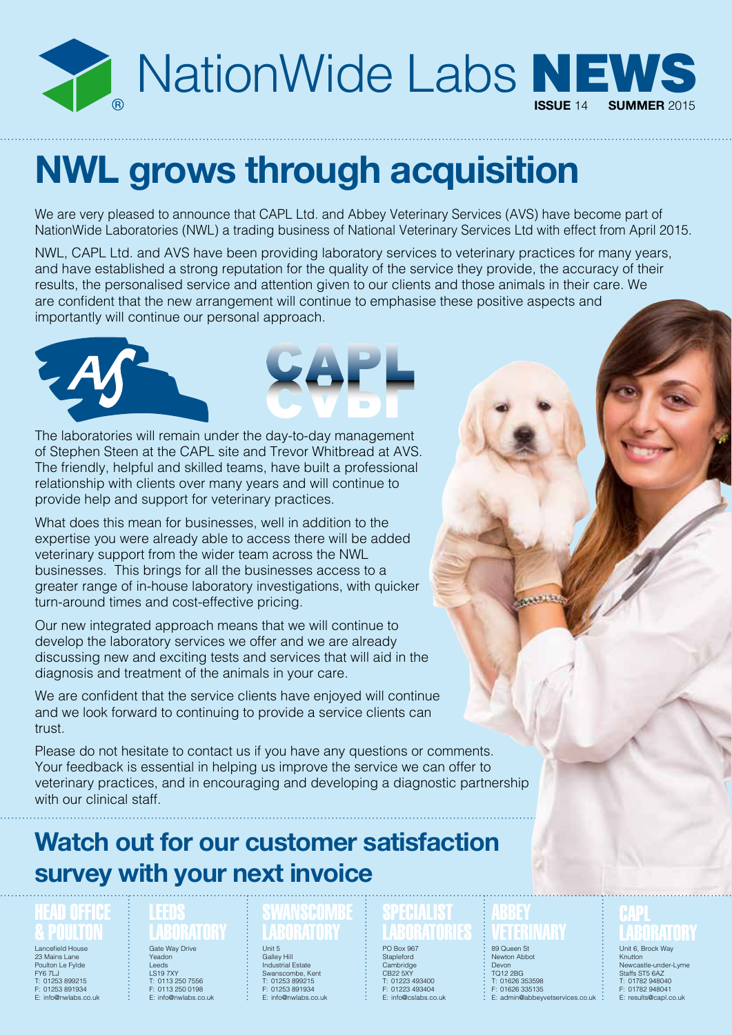# NationWide Labs NEWS

**ISSUE** 14 **SUMMER** 2015

# NWL grows through acquisition

We are very pleased to announce that CAPL Ltd. and Abbey Veterinary Services (AVS) have become part of NationWide Laboratories (NWL) a trading business of National Veterinary Services Ltd with effect from April 2015.

NWL, CAPL Ltd. and AVS have been providing laboratory services to veterinary practices for many years, and have established a strong reputation for the quality of the service they provide, the accuracy of their results, the personalised service and attention given to our clients and those animals in their care. We are confident that the new arrangement will continue to emphasise these positive aspects and importantly will continue our personal approach.

The laboratories will remain under the day-to-day management of Stephen Steen at the CAPL site and Trevor Whitbread at AVS. The friendly, helpful and skilled teams, have built a professional relationship with clients over many years and will continue to provide help and support for veterinary practices.

What does this mean for businesses, well in addition to the expertise you were already able to access there will be added veterinary support from the wider team across the NWL businesses. This brings for all the businesses access to a greater range of in-house laboratory investigations, with quicker turn-around times and cost-effective pricing.

Our new integrated approach means that we will continue to develop the laboratory services we offer and we are already discussing new and exciting tests and services that will aid in the diagnosis and treatment of the animals in your care.

We are confident that the service clients have enjoyed will continue and we look forward to continuing to provide a service clients can trust.

Please do not hesitate to contact us if you have any questions or comments. Your feedback is essential in helping us improve the service we can offer to veterinary practices, and in encouraging and developing a diagnostic partnership with our clinical staff.

## Watch out for our customer satisfaction survey with your next invoice

### HEAD OFFICE & POULTON
Lancefield House
23 Mains Lane
Poulton Le Fylde
FY6 7LJ
T: 01253 899215
F: 01253 891934
E: info@nwlabs.co.uk

### LEEDS LABORATORY
Gate Way Drive
Yeadon
Leeds
LS19 7XY
T: 0113 250 7556
F: 0113 250 0198
E: info@nwlabs.co.uk

### SWANSCOMBE LABORATORY
Unit 5
Galley Hill
Industrial Estate
Swanscombe, Kent
T: 01253 899215
F: 01253 891934
E: info@nwlabs.co.uk

### SPECIALIST LABORATORIES
PO Box 967
Stapleford
Cambridge
CB22 5XY
T: 01223 493400
F: 01223 493404
E: info@cslabs.co.uk

### ABBEY VETERINARY
89 Queen St
Newton Abbot
Devon
TQ12 2BG
T: 01626 353598
F: 01626 335135
E: admin@abbeyvetservices.co.uk

### CAPL LABORATORY
Unit 6, Brock Way
Knutton
Newcastle-under-Lyme
Staffs ST5 6AZ
T: 01782 948040
F: 01782 948041
E: results@capl.co.uk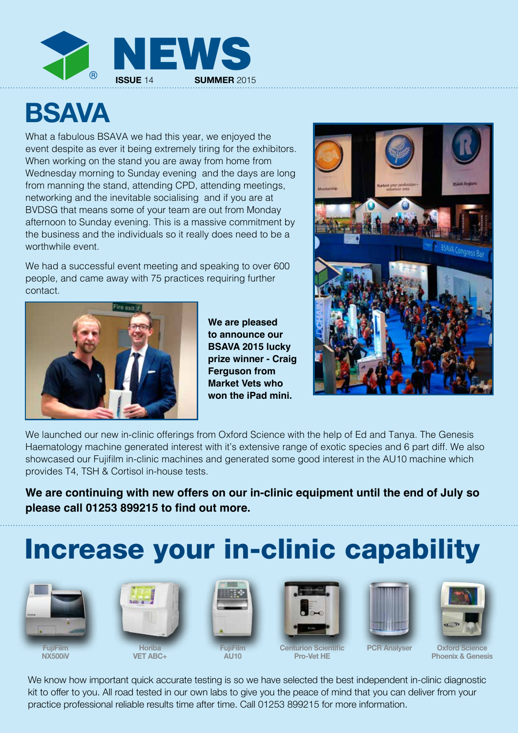NEWS

**ISSUE** 14 **SUMMER** 2015

# BSAVA

What a fabulous BSAVA we had this year, we enjoyed the event despite as ever it being extremely tiring for the exhibitors. When working on the stand you are away from home from Wednesday morning to Sunday evening and the days are long from manning the stand, attending CPD, attending meetings, networking and the inevitable socialising and if you are at BVDSG that means some of your team are out from Monday afternoon to Sunday evening. This is a massive commitment by the business and the individuals so it really does need to be a worthwhile event.

We had a successful event meeting and speaking to over 600 people, and came away with 75 practices requiring further contact.

**We are pleased to announce our BSAVA 2015 lucky prize winner - Craig Ferguson from Market Vets who won the iPad mini.**

We launched our new in-clinic offerings from Oxford Science with the help of Ed and Tanya. The Genesis Haematology machine generated interest with it's extensive range of exotic species and 6 part diff. We also showcased our Fujifilm in-clinic machines and generated some good interest in the AU10 machine which provides T4, TSH & Cortisol in-house tests.

**We are continuing with new offers on our in-clinic equipment until the end of July so please call 01253 899215 to find out more.**

# Increase your in-clinic capability

FujiFilm NX500iV

Horiba VET ABC+

FujiFilm AU10

Centurion Scientific Pro-Vet HE

PCR Analyser

Oxford Science Phoenix & Genesis

We know how important quick accurate testing is so we have selected the best independent in-clinic diagnostic kit to offer to you. All road tested in our own labs to give you the peace of mind that you can deliver from your practice professional reliable results time after time. Call 01253 899215 for more information.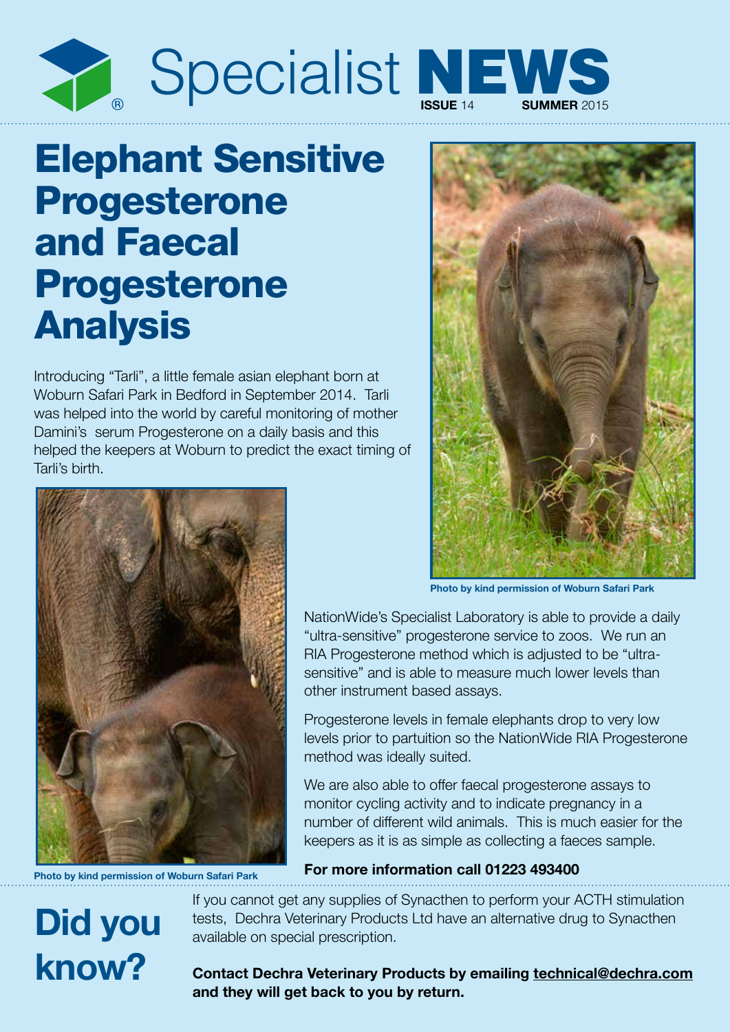# Specialist NEWS

**ISSUE** 14 **SUMMER** 2015

# Elephant Sensitive Progesterone and Faecal Progesterone Analysis

Introducing "Tarli", a little female asian elephant born at Woburn Safari Park in Bedford in September 2014. Tarli was helped into the world by careful monitoring of mother Damini's serum Progesterone on a daily basis and this helped the keepers at Woburn to predict the exact timing of Tarli's birth.

**Photo by kind permission of Woburn Safari Park**

**Photo by kind permission of Woburn Safari Park**

NationWide's Specialist Laboratory is able to provide a daily "ultra-sensitive" progesterone service to zoos. We run an RIA Progesterone method which is adjusted to be "ultra-sensitive" and is able to measure much lower levels than other instrument based assays.

Progesterone levels in female elephants drop to very low levels prior to partuition so the NationWide RIA Progesterone method was ideally suited.

We are also able to offer faecal progesterone assays to monitor cycling activity and to indicate pregnancy in a number of different wild animals. This is much easier for the keepers as it is as simple as collecting a faeces sample.

**For more information call 01223 493400**

# Did you know?

If you cannot get any supplies of Synacthen to perform your ACTH stimulation tests, Dechra Veterinary Products Ltd have an alternative drug to Synacthen available on special prescription.

**Contact Dechra Veterinary Products by emailing technical@dechra.com and they will get back to you by return.**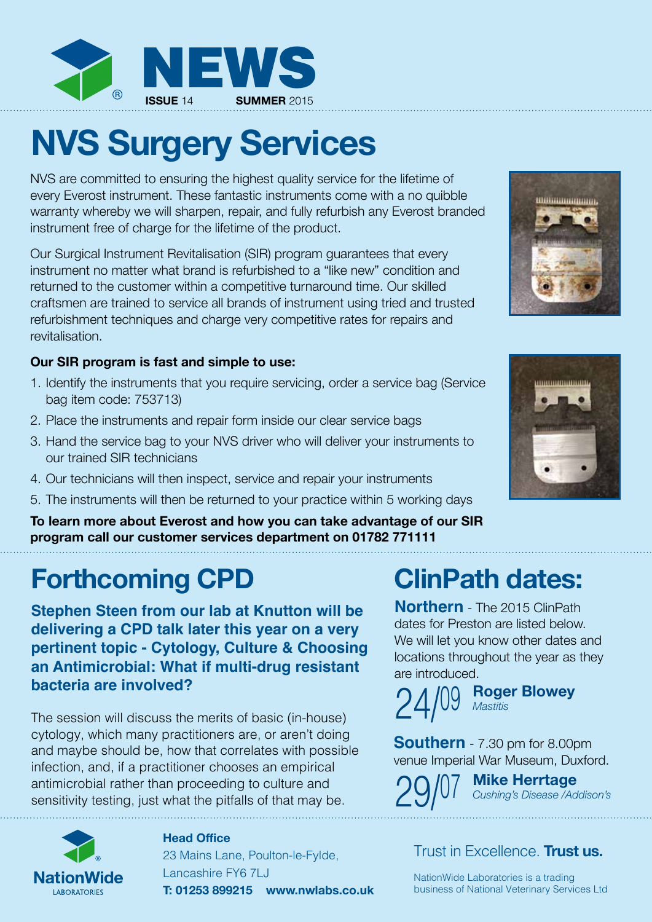# NEWS

**ISSUE** 14 **SUMMER** 2015

# NVS Surgery Services

NVS are committed to ensuring the highest quality service for the lifetime of every Everost instrument. These fantastic instruments come with a no quibble warranty whereby we will sharpen, repair, and fully refurbish any Everost branded instrument free of charge for the lifetime of the product.

Our Surgical Instrument Revitalisation (SIR) program guarantees that every instrument no matter what brand is refurbished to a "like new" condition and returned to the customer within a competitive turnaround time. Our skilled craftsmen are trained to service all brands of instrument using tried and trusted refurbishment techniques and charge very competitive rates for repairs and revitalisation.

**Our SIR program is fast and simple to use:**

1. Identify the instruments that you require servicing, order a service bag (Service bag item code: 753713)
2. Place the instruments and repair form inside our clear service bags
3. Hand the service bag to your NVS driver who will deliver your instruments to our trained SIR technicians
4. Our technicians will then inspect, service and repair your instruments
5. The instruments will then be returned to your practice within 5 working days

**To learn more about Everost and how you can take advantage of our SIR program call our customer services department on 01782 771111**

# Forthcoming CPD

**Stephen Steen from our lab at Knutton will be delivering a CPD talk later this year on a very pertinent topic - Cytology, Culture & Choosing an Antimicrobial: What if multi-drug resistant bacteria are involved?**

The session will discuss the merits of basic (in-house) cytology, which many practitioners are, or aren't doing and maybe should be, how that correlates with possible infection, and, if a practitioner chooses an empirical antimicrobial rather than proceeding to culture and sensitivity testing, just what the pitfalls of that may be.

# ClinPath dates:

**Northern** - The 2015 ClinPath dates for Preston are listed below. We will let you know other dates and locations throughout the year as they are introduced.

24/09 **Roger Blowey** *Mastitis*

**Southern** - 7.30 pm for 8.00pm venue Imperial War Museum, Duxford.

29/07 **Mike Herrtage** *Cushing's Disease /Addison's*

**NationWide** LABORATORIES

**Head Office**
23 Mains Lane, Poulton-le-Fylde,
Lancashire FY6 7LJ
**T: 01253 899215 www.nwlabs.co.uk**

Trust in Excellence. **Trust us.**

NationWide Laboratories is a trading business of National Veterinary Services Ltd